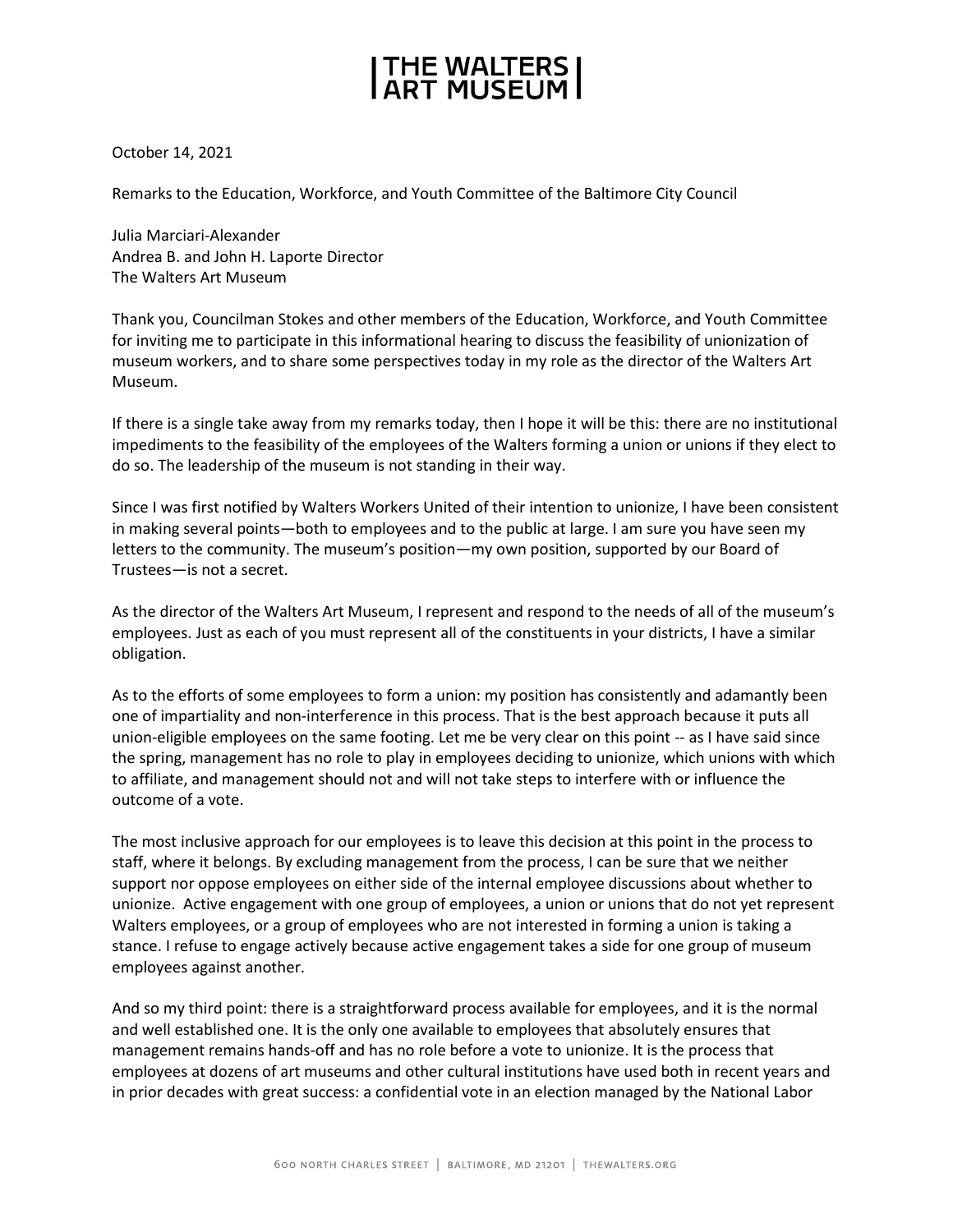# THE WALTERS ART MUSEUM

October 14, 2021

Remarks to the Education, Workforce, and Youth Committee of the Baltimore City Council

Julia Marciari-Alexander
Andrea B. and John H. Laporte Director
The Walters Art Museum

Thank you, Councilman Stokes and other members of the Education, Workforce, and Youth Committee for inviting me to participate in this informational hearing to discuss the feasibility of unionization of museum workers, and to share some perspectives today in my role as the director of the Walters Art Museum.

If there is a single take away from my remarks today, then I hope it will be this: there are no institutional impediments to the feasibility of the employees of the Walters forming a union or unions if they elect to do so. The leadership of the museum is not standing in their way.

Since I was first notified by Walters Workers United of their intention to unionize, I have been consistent in making several points—both to employees and to the public at large. I am sure you have seen my letters to the community. The museum's position—my own position, supported by our Board of Trustees—is not a secret.

As the director of the Walters Art Museum, I represent and respond to the needs of all of the museum's employees. Just as each of you must represent all of the constituents in your districts, I have a similar obligation.

As to the efforts of some employees to form a union: my position has consistently and adamantly been one of impartiality and non-interference in this process. That is the best approach because it puts all union-eligible employees on the same footing. Let me be very clear on this point -- as I have said since the spring, management has no role to play in employees deciding to unionize, which unions with which to affiliate, and management should not and will not take steps to interfere with or influence the outcome of a vote.

The most inclusive approach for our employees is to leave this decision at this point in the process to staff, where it belongs. By excluding management from the process, I can be sure that we neither support nor oppose employees on either side of the internal employee discussions about whether to unionize. Active engagement with one group of employees, a union or unions that do not yet represent Walters employees, or a group of employees who are not interested in forming a union is taking a stance. I refuse to engage actively because active engagement takes a side for one group of museum employees against another.

And so my third point: there is a straightforward process available for employees, and it is the normal and well established one. It is the only one available to employees that absolutely ensures that management remains hands-off and has no role before a vote to unionize. It is the process that employees at dozens of art museums and other cultural institutions have used both in recent years and in prior decades with great success: a confidential vote in an election managed by the National Labor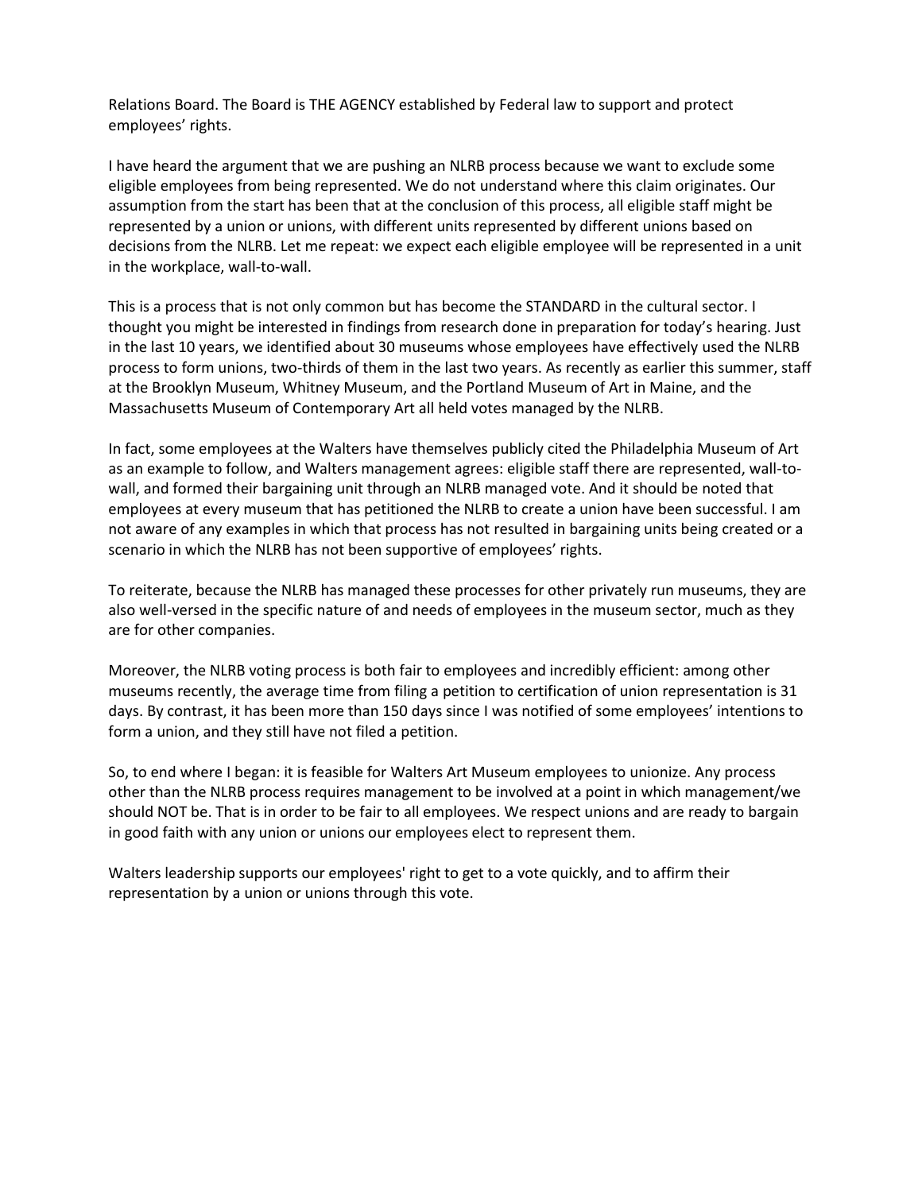Relations Board. The Board is THE AGENCY established by Federal law to support and protect employees' rights.

I have heard the argument that we are pushing an NLRB process because we want to exclude some eligible employees from being represented. We do not understand where this claim originates. Our assumption from the start has been that at the conclusion of this process, all eligible staff might be represented by a union or unions, with different units represented by different unions based on decisions from the NLRB. Let me repeat: we expect each eligible employee will be represented in a unit in the workplace, wall-to-wall.

This is a process that is not only common but has become the STANDARD in the cultural sector. I thought you might be interested in findings from research done in preparation for today's hearing. Just in the last 10 years, we identified about 30 museums whose employees have effectively used the NLRB process to form unions, two-thirds of them in the last two years. As recently as earlier this summer, staff at the Brooklyn Museum, Whitney Museum, and the Portland Museum of Art in Maine, and the Massachusetts Museum of Contemporary Art all held votes managed by the NLRB.

In fact, some employees at the Walters have themselves publicly cited the Philadelphia Museum of Art as an example to follow, and Walters management agrees: eligible staff there are represented, wall-to-wall, and formed their bargaining unit through an NLRB managed vote. And it should be noted that employees at every museum that has petitioned the NLRB to create a union have been successful. I am not aware of any examples in which that process has not resulted in bargaining units being created or a scenario in which the NLRB has not been supportive of employees' rights.

To reiterate, because the NLRB has managed these processes for other privately run museums, they are also well-versed in the specific nature of and needs of employees in the museum sector, much as they are for other companies.

Moreover, the NLRB voting process is both fair to employees and incredibly efficient: among other museums recently, the average time from filing a petition to certification of union representation is 31 days. By contrast, it has been more than 150 days since I was notified of some employees' intentions to form a union, and they still have not filed a petition.

So, to end where I began: it is feasible for Walters Art Museum employees to unionize. Any process other than the NLRB process requires management to be involved at a point in which management/we should NOT be. That is in order to be fair to all employees. We respect unions and are ready to bargain in good faith with any union or unions our employees elect to represent them.

Walters leadership supports our employees' right to get to a vote quickly, and to affirm their representation by a union or unions through this vote.